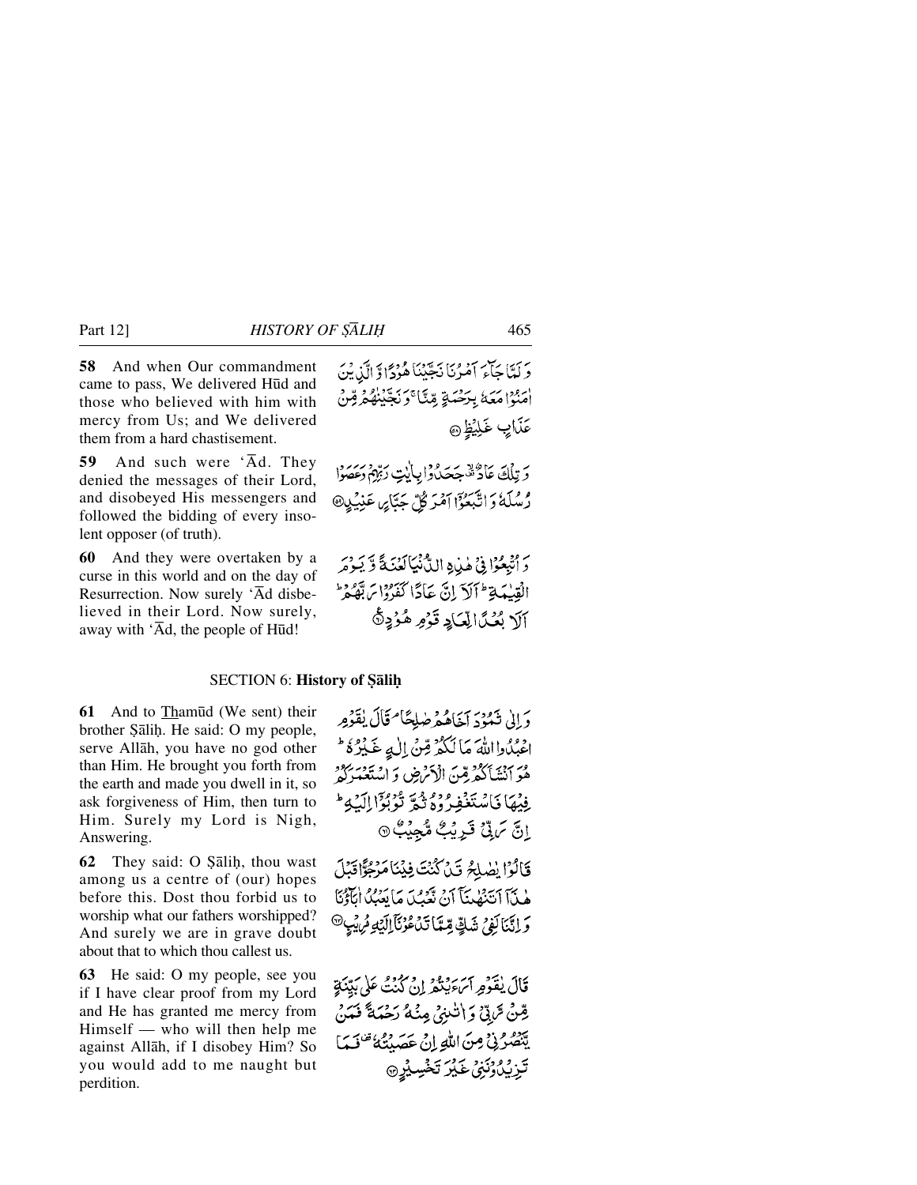**58** And when Our commandment came to pass, We delivered Hūd and those who believed with him with mercy from Us; and We delivered them from a hard chastisement.

وَ لَمَّا جَآءَ اَمْرُنَا نَجَّيْنَا هُوْدًا وَّ الَّذِيْنَ اٰمَنُوْا مَعَهٗ بِرَحْمَةٍ مِّنَّا ۚ وَ نَجَّيْنٰهُمْ مِّنْ عَذَابٍ غَلِيْظٍ ﴿۵۸﴾

**59** And such were ʻĀd. They denied the messages of their Lord, and disobeyed His messengers and followed the bidding of every insolent opposer (of truth).

وَ تِلْكَ عَادٌ ۟ۙ جَحَدُوْا بِاٰيٰتِ رَبِّهِمْ وَ عَصَوْا رُسُلَهٗ وَ اتَّبَعُوْۤا اَمْرَ كُلِّ جَبَّارٍ عَنِيْدٍ ﴿۵۹﴾

**60** And they were overtaken by a curse in this world and on the day of Resurrection. Now surely ʻĀd disbelieved in their Lord. Now surely, away with ʻĀd, the people of Hūd!

وَ اُتْبِعُوْا فِيْ هٰذِهِ الدُّنْيَا لَعْنَةً وَّ يَوْمَ الْقِيٰمَةِ ؕ اَلَاۤ اِنَّ عَادًا كَفَرُوْا رَبَّهُمْ ؕ اَلَا بُعْدًا لِّعَادٍ قَوْمِ هُوْدٍ ﴿۶۰﴾

## SECTION 6: History of Ṣāliḥ

**61** And to Thamūd (We sent) their brother Ṣāliḥ. He said: O my people, serve Allāh, you have no god other than Him. He brought you forth from the earth and made you dwell in it, so ask forgiveness of Him, then turn to Him. Surely my Lord is Nigh, Answering.

وَ اِلٰى ثَمُوْدَ اَخَاهُمْ صٰلِحًا ۘ قَالَ يٰقَوْمِ اعْبُدُوا اللّٰهَ مَا لَكُمْ مِّنْ اِلٰهٍ غَيْرُهٗ ؕ هُوَ اَنْشَاَكُمْ مِّنَ الْاَرْضِ وَ اسْتَعْمَرَكُمْ فِيْهَا فَاسْتَغْفِرُوْهُ ثُمَّ تُوْبُوْۤا اِلَيْهِ ؕ اِنَّ رَبِّيْ قَرِيْبٌ مُّجِيْبٌ ﴿۶۱﴾

**62** They said: O Ṣāliḥ, thou wast among us a centre of (our) hopes before this. Dost thou forbid us to worship what our fathers worshipped? And surely we are in grave doubt about that to which thou callest us.

قَالُوْا يٰصٰلِحُ قَدْ كُنْتَ فِيْنَا مَرْجُوًّا قَبْلَ هٰذَاۤ اَتَنْهٰىنَاۤ اَنْ نَّعْبُدَ مَا يَعْبُدُ اٰبَآؤُنَا وَ اِنَّنَا لَفِيْ شَكٍّ مِّمَّا تَدْعُوْنَاۤ اِلَيْهِ مُرِيْبٍ ﴿۶۲﴾

**63** He said: O my people, see you if I have clear proof from my Lord and He has granted me mercy from Himself — who will then help me against Allāh, if I disobey Him? So you would add to me naught but perdition.

قَالَ يٰقَوْمِ اَرَءَيْتُمْ اِنْ كُنْتُ عَلٰى بَيِّنَةٍ مِّنْ رَّبِّيْ وَ اٰتٰىنِيْ مِنْهُ رَحْمَةً فَمَنْ يَّنْصُرُنِيْ مِنَ اللّٰهِ اِنْ عَصَيْتُهٗ ۟ فَمَا تَزِيْدُوْنَنِيْ غَيْرَ تَخْسِيْرٍ ﴿۶۳﴾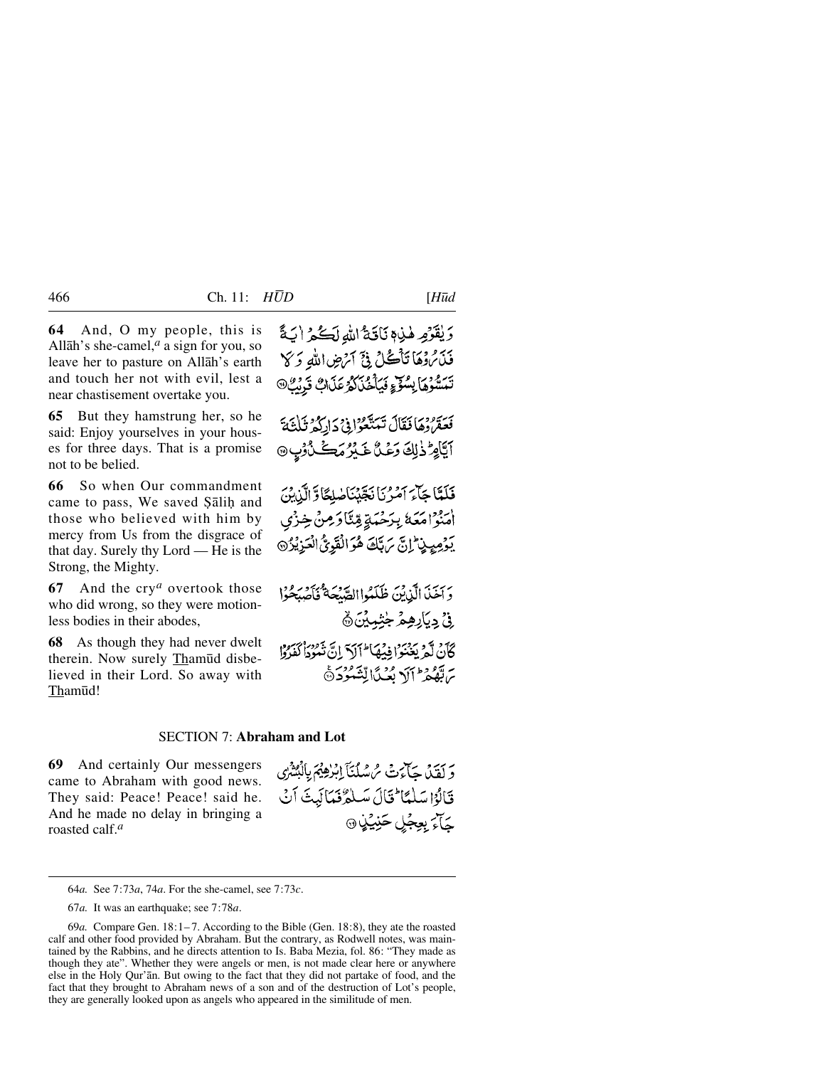**64** And, O my people, this is Allāh's she-camel,[a] a sign for you, so leave her to pasture on Allāh's earth and touch her not with evil, lest a near chastisement overtake you.

وَ يٰقَوۡمِ هٰذِهٖ نَاقَةُ اللّٰهِ لَكُمۡ اٰيَةً فَذَرُوۡهَا تَاۡكُلۡ فِیۡۤ اَرۡضِ اللّٰهِ وَ لَا تَمَسُّوۡهَا بِسُوۡٓءٍ فَيَاۡخُذَكُمۡ عَذَابٌ قَرِيۡبٌ ﴿۶۴﴾

**65** But they hamstrung her, so he said: Enjoy yourselves in your houses for three days. That is a promise not to be belied.

فَعَقَرُوۡهَا فَقَالَ تَمَتَّعُوۡا فِیۡ دَارِكُمۡ ثَلٰثَةَ اَيَّامٍ ؕ ذٰلِكَ وَعۡدٌ غَيۡرُ مَكۡذُوۡبٍ ﴿۶۵﴾

**66** So when Our commandment came to pass, We saved Ṣāliḥ and those who believed with him by mercy from Us from the disgrace of that day. Surely thy Lord — He is the Strong, the Mighty.

فَلَمَّا جَآءَ اَمۡرُنَا نَجَّيۡنَا صٰلِحًا وَّ الَّذِيۡنَ اٰمَنُوۡا مَعَهٗ بِرَحۡمَةٍ مِّنَّا وَ مِنۡ خِزۡىِ يَوۡمِئِذٍ ؕ اِنَّ رَبَّكَ هُوَ الۡقَوِىُّ الۡعَزِيۡزُ ﴿۶۶﴾

**67** And the cry[a] overtook those who did wrong, so they were motionless bodies in their abodes,

وَ اَخَذَ الَّذِيۡنَ ظَلَمُوا الصَّيۡحَةُ فَاَصۡبَحُوۡا فِیۡ دِيَارِهِمۡ جٰثِمِيۡنَ ﴿۶۷﴾

**68** As though they had never dwelt therein. Now surely Thamūd disbelieved in their Lord. So away with Thamūd!

كَاَنۡ لَّمۡ يَغۡنَوۡا فِيۡهَا ؕ اَلَاۤ اِنَّ ثَمُوۡدَا۟ كَفَرُوۡا رَبَّهُمۡ ؕ اَلَا بُعۡدًا لِّثَمُوۡدَ ﴿۶۸﴾

## SECTION 7: Abraham and Lot

**69** And certainly Our messengers came to Abraham with good news. They said: Peace! Peace! said he. And he made no delay in bringing a roasted calf.[a]

وَ لَقَدۡ جَآءَتۡ رُسُلُنَاۤ اِبۡرٰهِيۡمَ بِالۡبُشۡرٰى قَالُوۡا سَلٰمًا ؕ قَالَ سَلٰمٌ فَمَا لَبِثَ اَنۡ جَآءَ بِعِجۡلٍ حَنِيۡذٍ ﴿۶۹﴾

---

64*a.* See 7:73*a*, 74*a*. For the she-camel, see 7:73*c*.

67*a.* It was an earthquake; see 7:78*a*.

69*a.* Compare Gen. 18:1–7. According to the Bible (Gen. 18:8), they ate the roasted calf and other food provided by Abraham. But the contrary, as Rodwell notes, was maintained by the Rabbins, and he directs attention to Is. Baba Mezia, fol. 86: "They made as though they ate". Whether they were angels or men, is not made clear here or anywhere else in the Holy Qur'ān. But owing to the fact that they did not partake of food, and the fact that they brought to Abraham news of a son and of the destruction of Lot's people, they are generally looked upon as angels who appeared in the similitude of men.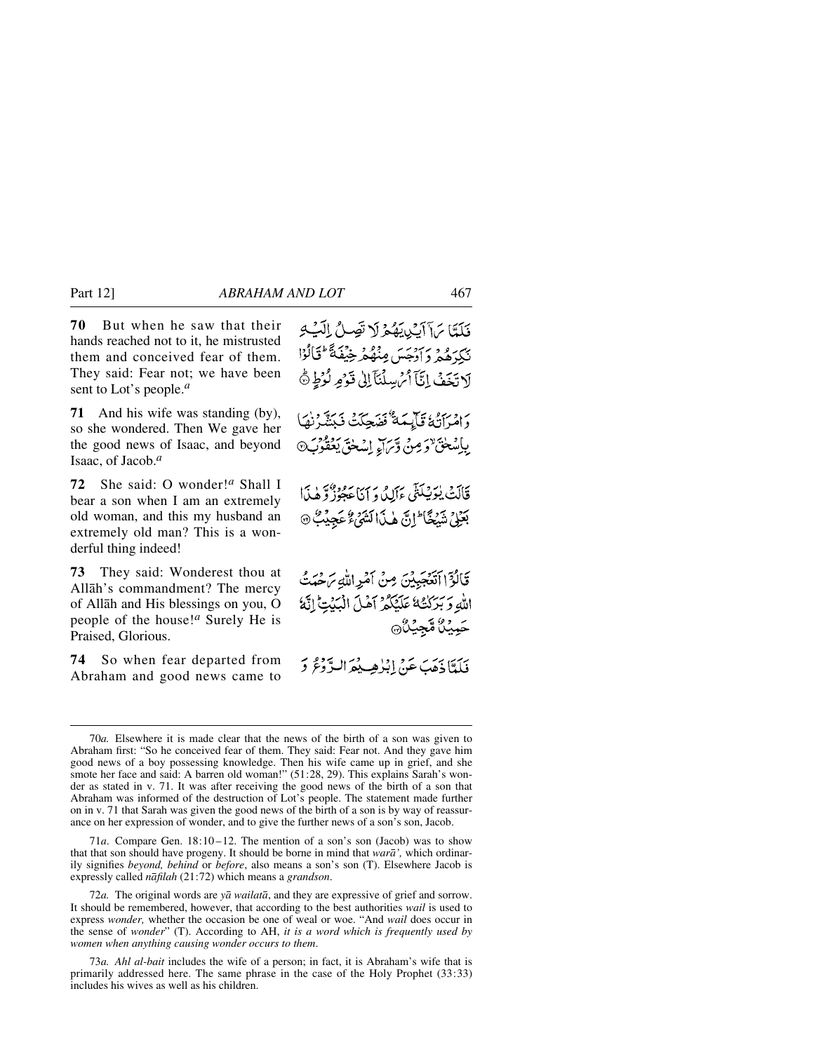**70** But when he saw that their hands reached not to it, he mistrusted them and conceived fear of them. They said: Fear not; we have been sent to Lot's people.[a]

فَلَمَّا رَاٰۤ اَیۡدِیَهُمۡ لَا تَصِلُ اِلَیۡهِ نَکِرَهُمۡ وَ اَوۡجَسَ مِنۡهُمۡ خِیۡفَةً ؕ قَالُوۡا لَا تَخَفۡ اِنَّاۤ اُرۡسِلۡنَاۤ اِلٰی قَوۡمِ لُوۡطٍ ﴿۷۰﴾

**71** And his wife was standing (by), so she wondered. Then We gave her the good news of Isaac, and beyond Isaac, of Jacob.[a]

وَ امۡرَاَتُهٗ قَآئِمَةٌ فَضَحِکَتۡ فَبَشَّرۡنٰهَا بِاِسۡحٰقَ ۙ وَ مِنۡ وَّرَآءِ اِسۡحٰقَ یَعۡقُوۡبَ ﴿۷۱﴾

**72** She said: O wonder![a] Shall I bear a son when I am an extremely old woman, and this my husband an extremely old man? This is a wonderful thing indeed!

قَالَتۡ یٰوَیۡلَتٰۤی ءَاَلِدُ وَ اَنَا عَجُوۡزٌ وَّ هٰذَا بَعۡلِیۡ شَیۡخًا ؕ اِنَّ هٰذَا لَشَیۡءٌ عَجِیۡبٌ ﴿۷۲﴾

**73** They said: Wonderest thou at Allāh's commandment? The mercy of Allāh and His blessings on you, O people of the house![a] Surely He is Praised, Glorious.

قَالُوۡۤا اَتَعۡجَبِیۡنَ مِنۡ اَمۡرِ اللّٰهِ رَحۡمَتُ اللّٰهِ وَ بَرَکٰتُهٗ عَلَیۡکُمۡ اَهۡلَ الۡبَیۡتِ ؕ اِنَّهٗ حَمِیۡدٌ مَّجِیۡدٌ ﴿۷۳﴾

**74** So when fear departed from Abraham and good news came to

فَلَمَّا ذَهَبَ عَنۡ اِبۡرٰهِیۡمَ الرَّوۡعُ وَ

---

70*a.* Elsewhere it is made clear that the news of the birth of a son was given to Abraham first: "So he conceived fear of them. They said: Fear not. And they gave him good news of a boy possessing knowledge. Then his wife came up in grief, and she smote her face and said: A barren old woman!" (51:28, 29). This explains Sarah's wonder as stated in v. 71. It was after receiving the good news of the birth of a son that Abraham was informed of the destruction of Lot's people. The statement made further on in v. 71 that Sarah was given the good news of the birth of a son is by way of reassurance on her expression of wonder, and to give the further news of a son's son, Jacob.

71*a.* Compare Gen. 18:10–12. The mention of a son's son (Jacob) was to show that that son should have progeny. It should be borne in mind that *warā',* which ordinarily signifies *beyond, behind* or *before*, also means a son's son (T). Elsewhere Jacob is expressly called *nāfilah* (21:72) which means a *grandson*.

72*a.* The original words are *yā wailatā*, and they are expressive of grief and sorrow. It should be remembered, however, that according to the best authorities *wail* is used to express *wonder,* whether the occasion be one of weal or woe. "And *wail* does occur in the sense of *wonder*" (T). According to AH, *it is a word which is frequently used by women when anything causing wonder occurs to them*.

73*a. Ahl al-bait* includes the wife of a person; in fact, it is Abraham's wife that is primarily addressed here. The same phrase in the case of the Holy Prophet (33:33) includes his wives as well as his children.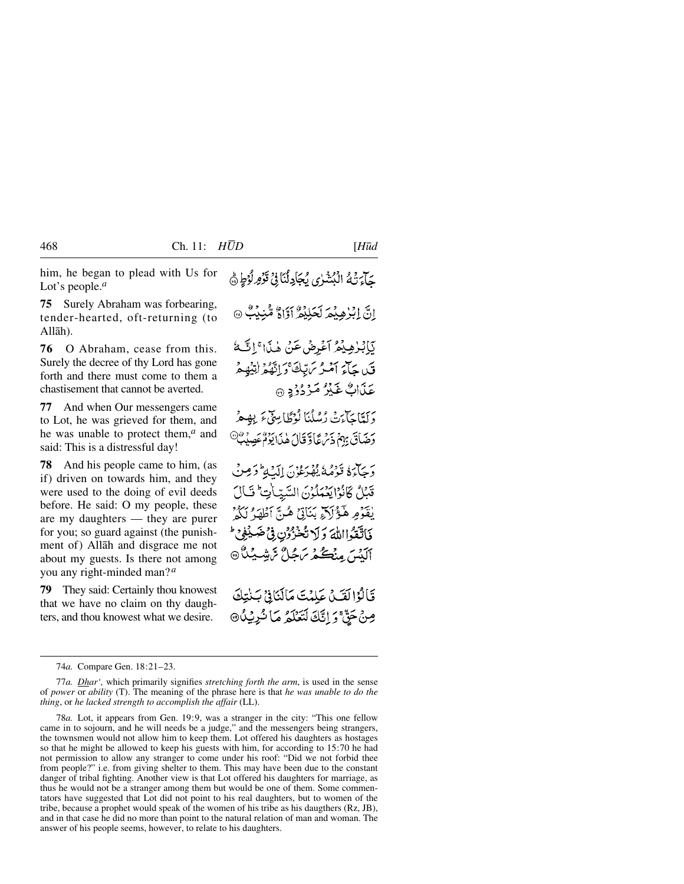him, he began to plead with Us for Lot's people.[a]

جَآءَتۡهُ الۡبُشۡرٰی یُجَادِلُنَا فِیۡ قَوۡمِ لُوۡطٍ ﴿۷۴﴾

**75** Surely Abraham was forbearing, tender-hearted, oft-returning (to Allāh).

اِنَّ اِبۡرٰهِیۡمَ لَحَلِیۡمٌ اَوَّاهٌ مُّنِیۡبٌ ﴿۷۵﴾

**76** O Abraham, cease from this. Surely the decree of thy Lord has gone forth and there must come to them a chastisement that cannot be averted.

یٰۤاِبۡرٰهِیۡمُ اَعۡرِضۡ عَنۡ هٰذَا ۚ اِنَّهٗ قَدۡ جَآءَ اَمۡرُ رَبِّکَ ۚ وَ اِنَّهُمۡ اٰتِیۡهِمۡ عَذَابٌ غَیۡرُ مَرۡدُوۡدٍ ﴿۷۶﴾

**77** And when Our messengers came to Lot, he was grieved for them, and he was unable to protect them,[a] and said: This is a distressful day!

وَ لَمَّا جَآءَتۡ رُسُلُنَا لُوۡطًا سِیۡٓءَ بِهِمۡ وَ ضَاقَ بِهِمۡ ذَرۡعًا وَّ قَالَ هٰذَا یَوۡمٌ عَصِیۡبٌ ﴿۷۷﴾

**78** And his people came to him, (as if) driven on towards him, and they were used to the doing of evil deeds before. He said: O my people, these are my daughters — they are purer for you; so guard against (the punishment of) Allāh and disgrace me not about my guests. Is there not among you any right-minded man?[a]

وَ جَآءَهٗ قَوۡمُهٗ یُهۡرَعُوۡنَ اِلَیۡهِ ؕ وَ مِنۡ قَبۡلُ کَانُوۡا یَعۡمَلُوۡنَ السَّیِّاٰتِ ؕ قَالَ یٰقَوۡمِ هٰۤؤُلَآءِ بَنَاتِیۡ هُنَّ اَطۡهَرُ لَکُمۡ فَاتَّقُوا اللّٰهَ وَ لَا تُخۡزُوۡنِ فِیۡ ضَیۡفِیۡ ؕ اَلَیۡسَ مِنۡکُمۡ رَجُلٌ رَّشِیۡدٌ ﴿۷۸﴾

**79** They said: Certainly thou knowest that we have no claim on thy daughters, and thou knowest what we desire.

قَالُوۡا لَقَدۡ عَلِمۡتَ مَا لَنَا فِیۡ بَنٰتِکَ مِنۡ حَقٍّ ۚ وَ اِنَّکَ لَتَعۡلَمُ مَا نُرِیۡدُ ﴿۷۹﴾

---

74*a*. Compare Gen. 18:21–23.

77*a*. *Dhar'*, which primarily signifies *stretching forth the arm*, is used in the sense of *power* or *ability* (T). The meaning of the phrase here is that *he was unable to do the thing*, or *he lacked strength to accomplish the affair* (LL).

78*a*. Lot, it appears from Gen. 19:9, was a stranger in the city: "This one fellow came in to sojourn, and he will needs be a judge," and the messengers being strangers, the townsmen would not allow him to keep them. Lot offered his daughters as hostages so that he might be allowed to keep his guests with him, for according to 15:70 he had not permission to allow any stranger to come under his roof: "Did we not forbid thee from people?" i.e. from giving shelter to them. This may have been due to the constant danger of tribal fighting. Another view is that Lot offered his daughters for marriage, as thus he would not be a stranger among them but would be one of them. Some commentators have suggested that Lot did not point to his real daughters, but to women of the tribe, because a prophet would speak of the women of his tribe as his daugthers (Rz, JB), and in that case he did no more than point to the natural relation of man and woman. The answer of his people seems, however, to relate to his daughters.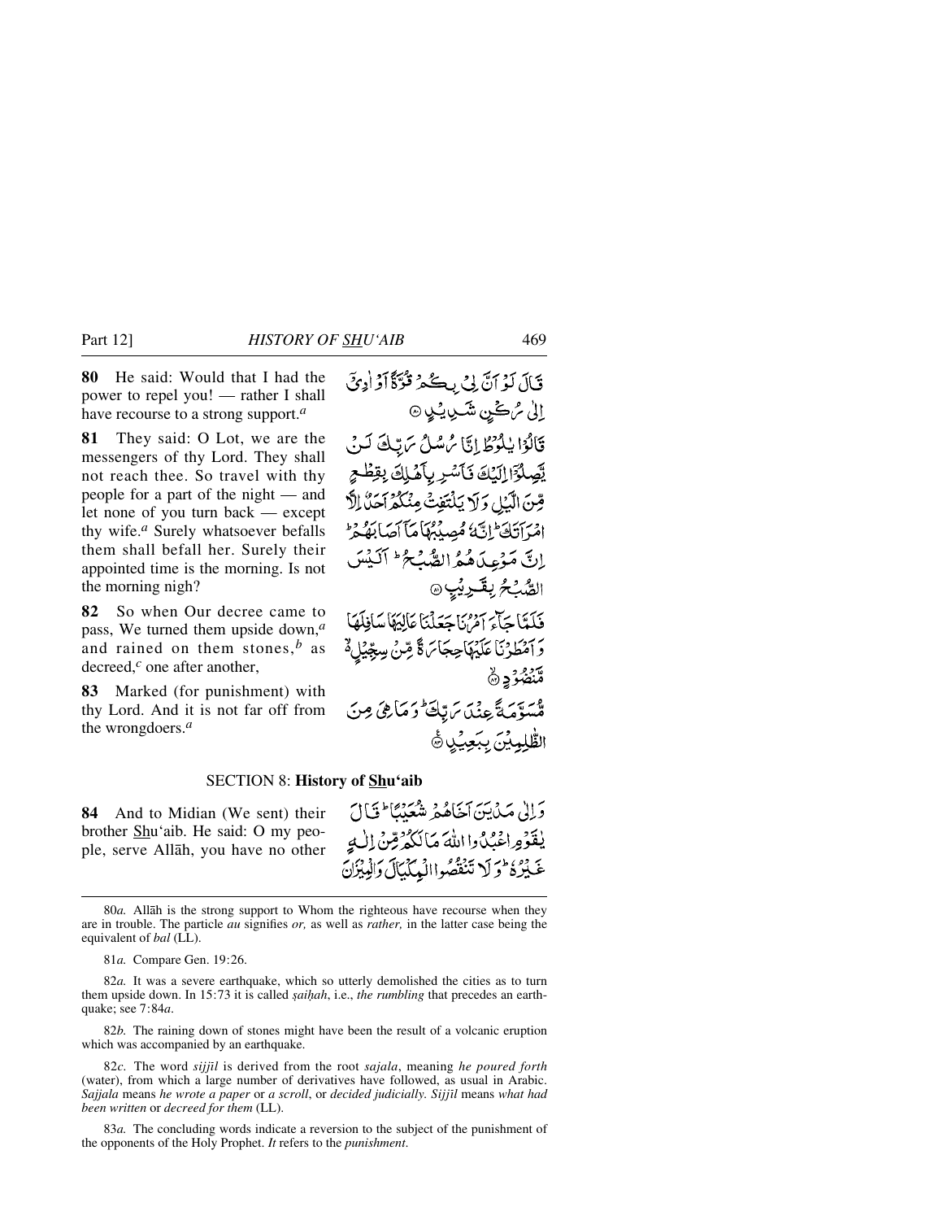**80** He said: Would that I had the power to repel you! — rather I shall have recourse to a strong support.[a]

قَالَ لَوْ اَنَّ لِيْ بِكُمْ قُوَّةً اَوْ اٰوِيْٓ اِلٰى رُكْنٍ شَدِيْدٍ ﴿۸۰﴾

**81** They said: O Lot, we are the messengers of thy Lord. They shall not reach thee. So travel with thy people for a part of the night — and let none of you turn back — except thy wife.[a] Surely whatsoever befalls them shall befall her. Surely their appointed time is the morning. Is not the morning nigh?

قَالُوْا يٰلُوْطُ اِنَّا رُسُلُ رَبِّكَ لَنْ يَّصِلُوْٓا اِلَيْكَ فَاَسْرِ بِاَهْلِكَ بِقِطْعٍ مِّنَ الَّيْلِ وَلَا يَلْتَفِتْ مِنْكُمْ اَحَدٌ اِلَّا امْرَاَتَكَ ؕ اِنَّهٗ مُصِيْبُهَا مَآ اَصَابَهُمْ ؕ اِنَّ مَوْعِدَهُمُ الصُّبْحُ ؕ اَلَيْسَ الصُّبْحُ بِقَرِيْبٍ ﴿۸۱﴾

**82** So when Our decree came to pass, We turned them upside down,[a] and rained on them stones,[b] as decreed,[c] one after another,

فَلَمَّا جَآءَ اَمْرُنَا جَعَلْنَا عَالِيَهَا سَافِلَهَا وَاَمْطَرْنَا عَلَيْهَا حِجَارَةً مِّنْ سِجِّيْلٍ ۙ مَّنْضُوْدٍ ﴿۸۲﴾

**83** Marked (for punishment) with thy Lord. And it is not far off from the wrongdoers.[a]

مُّسَوَّمَةً عِنْدَ رَبِّكَ ؕ وَمَا هِيَ مِنَ الظّٰلِمِيْنَ بِبَعِيْدٍ ﴿۸۳﴾

## SECTION 8: History of Shu'aib

**84** And to Midian (We sent) their brother Shu'aib. He said: O my people, serve Allāh, you have no other

وَاِلٰى مَدْيَنَ اَخَاهُمْ شُعَيْبًا ؕ قَالَ يٰقَوْمِ اعْبُدُوا اللّٰهَ مَا لَكُمْ مِّنْ اِلٰهٍ غَيْرُهٗ ؕ وَلَا تَنْقُصُوا الْمِكْيَالَ وَالْمِيْزَانَ

---

80*a.* Allāh is the strong support to Whom the righteous have recourse when they are in trouble. The particle *au* signifies *or,* as well as *rather,* in the latter case being the equivalent of *bal* (LL).

81*a.* Compare Gen. 19:26.

82*a.* It was a severe earthquake, which so utterly demolished the cities as to turn them upside down. In 15:73 it is called *ṣaiḥah*, i.e., *the rumbling* that precedes an earthquake; see 7:84*a*.

82*b.* The raining down of stones might have been the result of a volcanic eruption which was accompanied by an earthquake.

82*c.* The word *sijjīl* is derived from the root *sajala*, meaning *he poured forth* (water), from which a large number of derivatives have followed, as usual in Arabic. *Sajjala* means *he wrote a paper* or *a scroll*, or *decided judicially. Sijjīl* means *what had been written* or *decreed for them* (LL).

83*a.* The concluding words indicate a reversion to the subject of the punishment of the opponents of the Holy Prophet. *It* refers to the *punishment*.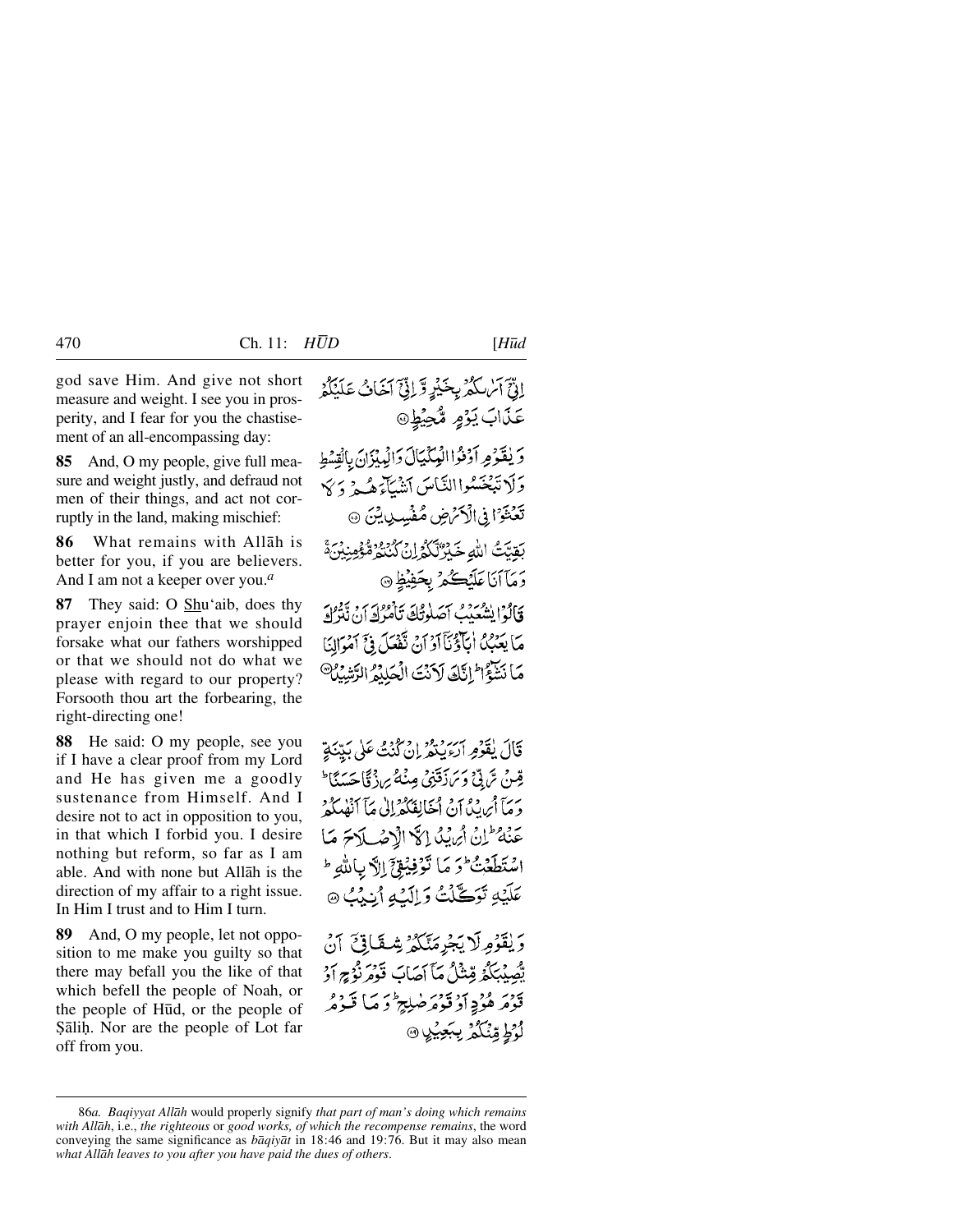god save Him. And give not short measure and weight. I see you in prosperity, and I fear for you the chastisement of an all-encompassing day:

إِنِّيٓ أَرَىٰكُم بِخَيۡرٖ وَإِنِّيٓ أَخَافُ عَلَيۡكُمۡ عَذَابَ يَوۡمٖ مُّحِيطٖ

**85** And, O my people, give full measure and weight justly, and defraud not men of their things, and act not corruptly in the land, making mischief:

وَيَٰقَوۡمِ أَوۡفُواْ ٱلۡمِكۡيَالَ وَٱلۡمِيزَانَ بِٱلۡقِسۡطِۖ وَلَا تَبۡخَسُواْ ٱلنَّاسَ أَشۡيَآءَهُمۡ وَلَا تَعۡثَوۡاْ فِي ٱلۡأَرۡضِ مُفۡسِدِينَ

**86** What remains with Allāh is better for you, if you are believers. And I am not a keeper over you.[a]

بَقِيَّتُ ٱللَّهِ خَيۡرٞ لَّكُمۡ إِن كُنتُم مُّؤۡمِنِينَۚ وَمَآ أَنَا۠ عَلَيۡكُم بِحَفِيظٖ

**87** They said: O Shu'aib, does thy prayer enjoin thee that we should forsake what our fathers worshipped or that we should not do what we please with regard to our property? Forsooth thou art the forbearing, the right-directing one!

قَالُواْ يَٰشُعَيۡبُ أَصَلَوٰتُكَ تَأۡمُرُكَ أَن نَّتۡرُكَ مَا يَعۡبُدُ ءَابَآؤُنَآ أَوۡ أَن نَّفۡعَلَ فِيٓ أَمۡوَٰلِنَا مَا نَشَٰٓؤُاْۖ إِنَّكَ لَأَنتَ ٱلۡحَلِيمُ ٱلرَّشِيدُ

**88** He said: O my people, see you if I have a clear proof from my Lord and He has given me a goodly sustenance from Himself. And I desire not to act in opposition to you, in that which I forbid you. I desire nothing but reform, so far as I am able. And with none but Allāh is the direction of my affair to a right issue. In Him I trust and to Him I turn.

قَالَ يَٰقَوۡمِ أَرَءَيۡتُمۡ إِن كُنتُ عَلَىٰ بَيِّنَةٖ مِّن رَّبِّي وَرَزَقَنِي مِنۡهُ رِزۡقًا حَسَنٗاۚ وَمَآ أُرِيدُ أَنۡ أُخَالِفَكُمۡ إِلَىٰ مَآ أَنۡهَىٰكُمۡ عَنۡهُۚ إِنۡ أُرِيدُ إِلَّا ٱلۡإِصۡلَٰحَ مَا ٱسۡتَطَعۡتُۚ وَمَا تَوۡفِيقِيٓ إِلَّا بِٱللَّهِۚ عَلَيۡهِ تَوَكَّلۡتُ وَإِلَيۡهِ أُنِيبُ

**89** And, O my people, let not opposition to me make you guilty so that there may befall you the like of that which befell the people of Noah, or the people of Hūd, or the people of Ṣāliḥ. Nor are the people of Lot far off from you.

وَيَٰقَوۡمِ لَا يَجۡرِمَنَّكُمۡ شِقَاقِيٓ أَن يُصِيبَكُم مِّثۡلُ مَآ أَصَابَ قَوۡمَ نُوحٍ أَوۡ قَوۡمَ هُودٍ أَوۡ قَوۡمَ صَٰلِحٖۚ وَمَا قَوۡمُ لُوطٖ مِّنكُم بِبَعِيدٖ

---

86*a*. *Baqiyyat Allāh* would properly signify *that part of man's doing which remains with Allāh*, i.e., *the righteous* or *good works, of which the recompense remains*, the word conveying the same significance as *bāqiyāt* in 18:46 and 19:76. But it may also mean *what Allāh leaves to you after you have paid the dues of others*.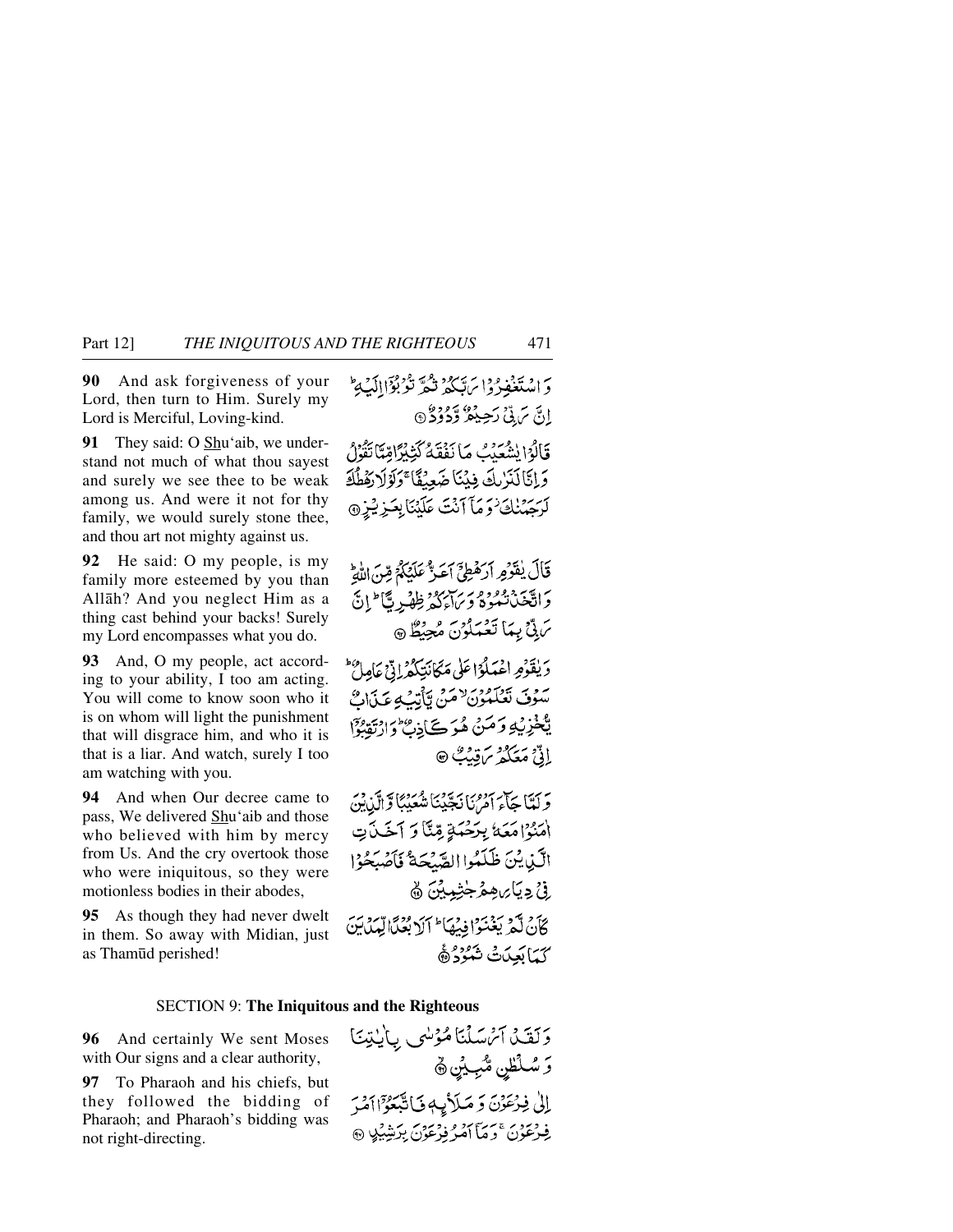**90** And ask forgiveness of your Lord, then turn to Him. Surely my Lord is Merciful, Loving-kind.

وَ اسْتَغْفِرُوْا رَبَّكُمْ ثُمَّ تُوْبُوْٓا اِلَيْهِ ؕ اِنَّ رَبِّيْ رَحِيْمٌ وَّدُوْدٌ ۝

**91** They said: O Shu'aib, we understand not much of what thou sayest and surely we see thee to be weak among us. And were it not for thy family, we would surely stone thee, and thou art not mighty against us.

قَالُوْا يٰشُعَيْبُ مَا نَفْقَهُ كَثِيْرًا مِّمَّا تَقُوْلُ وَ اِنَّا لَنَرٰىكَ فِيْنَا ضَعِيْفًا ۚ وَ لَوْ لَا رَهْطُكَ لَرَجَمْنٰكَ ۫ وَ مَآ اَنْتَ عَلَيْنَا بِعَزِيْزٍ ۝

**92** He said: O my people, is my family more esteemed by you than Allāh? And you neglect Him as a thing cast behind your backs! Surely my Lord encompasses what you do.

قَالَ يٰقَوْمِ اَرَهْطِيْٓ اَعَزُّ عَلَيْكُمْ مِّنَ اللّٰهِ ؕ وَ اتَّخَذْتُمُوْهُ وَرَآءَكُمْ ظِهْرِيًّا ؕ اِنَّ رَبِّيْ بِمَا تَعْمَلُوْنَ مُحِيْطٌ ۝

**93** And, O my people, act according to your ability, I too am acting. You will come to know soon who it is on whom will light the punishment that will disgrace him, and who it is that is a liar. And watch, surely I too am watching with you.

وَ يٰقَوْمِ اعْمَلُوْا عَلٰى مَكَانَتِكُمْ اِنِّيْ عَامِلٌ ؕ سَوْفَ تَعْلَمُوْنَ ۙ مَنْ يَّاْتِيْهِ عَذَابٌ يُّخْزِيْهِ وَ مَنْ هُوَ كَاذِبٌ ؕ وَ ارْتَقِبُوْٓا اِنِّيْ مَعَكُمْ رَقِيْبٌ ۝

**94** And when Our decree came to pass, We delivered Shu'aib and those who believed with him by mercy from Us. And the cry overtook those who were iniquitous, so they were motionless bodies in their abodes,

وَ لَمَّا جَآءَ اَمْرُنَا نَجَّيْنَا شُعَيْبًا وَّ الَّذِيْنَ اٰمَنُوْا مَعَهٗ بِرَحْمَةٍ مِّنَّا وَ اَخَذَتِ الَّذِيْنَ ظَلَمُوا الصَّيْحَةُ فَاَصْبَحُوْا فِيْ دِيَارِهِمْ جٰثِمِيْنَ ۝

**95** As though they had never dwelt in them. So away with Midian, just as Thamūd perished!

كَاَنْ لَّمْ يَغْنَوْا فِيْهَا ؕ اَلَا بُعْدًا لِّمَدْيَنَ كَمَا بَعِدَتْ ثَمُوْدُ ۝

## SECTION 9: The Iniquitous and the Righteous

**96** And certainly We sent Moses with Our signs and a clear authority,

وَ لَقَدْ اَرْسَلْنَا مُوْسٰى بِاٰيٰتِنَا وَ سُلْطٰنٍ مُّبِيْنٍ ۝

**97** To Pharaoh and his chiefs, but they followed the bidding of Pharaoh; and Pharaoh's bidding was not right-directing.

اِلٰى فِرْعَوْنَ وَ مَلَا۠ئِهٖ فَاتَّبَعُوْٓا اَمْرَ فِرْعَوْنَ ۚ وَ مَآ اَمْرُ فِرْعَوْنَ بِرَشِيْدٍ ۝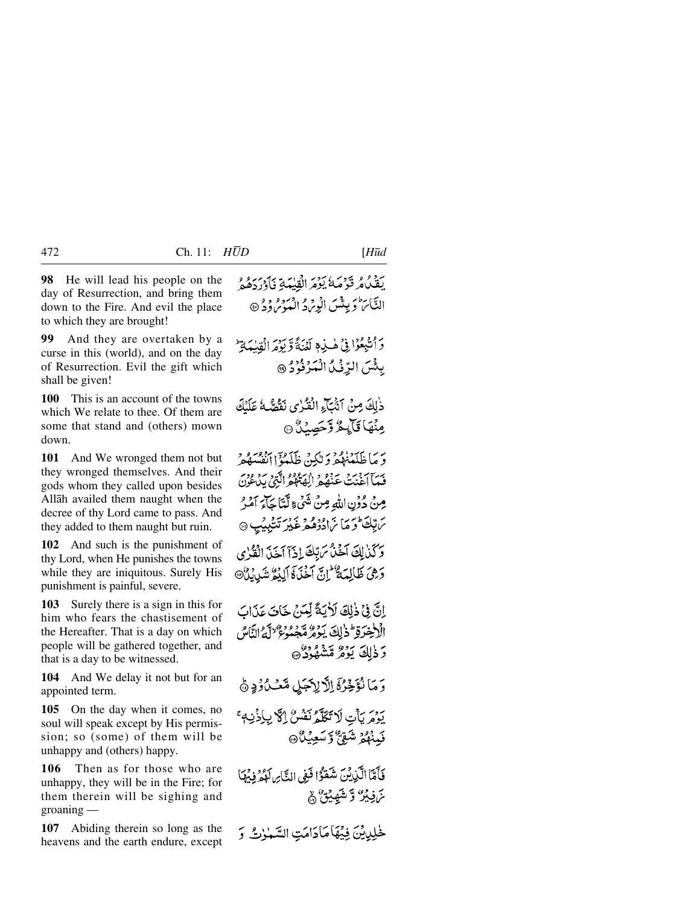**98** He will lead his people on the day of Resurrection, and bring them down to the Fire. And evil the place to which they are brought!

يَقْدُمُ قَوْمَهُ يَوْمَ الْقِيٰمَةِ فَأَوْرَدَهُمُ النَّارَ ؕ وَبِئْسَ الْوِرْدُ الْمَوْرُوْدُ ۝

**99** And they are overtaken by a curse in this (world), and on the day of Resurrection. Evil the gift which shall be given!

وَأُتْبِعُوْا فِيْ هٰذِهٖ لَعْنَةً وَّيَوْمَ الْقِيٰمَةِ ؕ بِئْسَ الرِّفْدُ الْمَرْفُوْدُ ۝

**100** This is an account of the towns which We relate to thee. Of them are some that stand and (others) mown down.

ذٰلِكَ مِنْ أَنْۢبَآءِ الْقُرٰى نَقُصُّهٗ عَلَيْكَ مِنْهَا قَآئِمٌ وَّحَصِيْدٌ ۝

**101** And We wronged them not but they wronged themselves. And their gods whom they called upon besides Allāh availed them naught when the decree of thy Lord came to pass. And they added to them naught but ruin.

وَمَا ظَلَمْنٰهُمْ وَلٰكِنْ ظَلَمُوْٓا أَنْفُسَهُمْ فَمَآ أَغْنَتْ عَنْهُمْ اٰلِهَتُهُمُ الَّتِيْ يَدْعُوْنَ مِنْ دُوْنِ اللّٰهِ مِنْ شَيْءٍ لَّمَّا جَآءَ أَمْرُ رَبِّكَ ؕ وَمَا زَادُوْهُمْ غَيْرَ تَتْبِيْبٍ ۝

**102** And such is the punishment of thy Lord, when He punishes the towns while they are iniquitous. Surely His punishment is painful, severe.

وَكَذٰلِكَ أَخْذُ رَبِّكَ إِذَآ أَخَذَ الْقُرٰى وَهِيَ ظٰلِمَةٌ ؕ إِنَّ أَخْذَهٗٓ أَلِيْمٌ شَدِيْدٌ ۝

**103** Surely there is a sign in this for him who fears the chastisement of the Hereafter. That is a day on which people will be gathered together, and that is a day to be witnessed.

إِنَّ فِيْ ذٰلِكَ لَاٰيَةً لِّمَنْ خَافَ عَذَابَ الْاٰخِرَةِ ؕ ذٰلِكَ يَوْمٌ مَّجْمُوْعٌ ۙ لَّهُ النَّاسُ وَذٰلِكَ يَوْمٌ مَّشْهُوْدٌ ۝

**104** And We delay it not but for an appointed term.

وَمَا نُؤَخِّرُهٗٓ إِلَّا لِأَجَلٍ مَّعْدُوْدٍ ۝

**105** On the day when it comes, no soul will speak except by His permission; so (some) of them will be unhappy and (others) happy.

يَوْمَ يَأْتِ لَا تَكَلَّمُ نَفْسٌ إِلَّا بِإِذْنِهٖ ۚ فَمِنْهُمْ شَقِيٌّ وَّسَعِيْدٌ ۝

**106** Then as for those who are unhappy, they will be in the Fire; for them therein will be sighing and groaning —

فَأَمَّا الَّذِيْنَ شَقُوْا فَفِي النَّارِ لَهُمْ فِيْهَا زَفِيْرٌ وَّشَهِيْقٌ ۝

**107** Abiding therein so long as the heavens and the earth endure, except

خٰلِدِيْنَ فِيْهَا مَا دَامَتِ السَّمٰوٰتُ وَ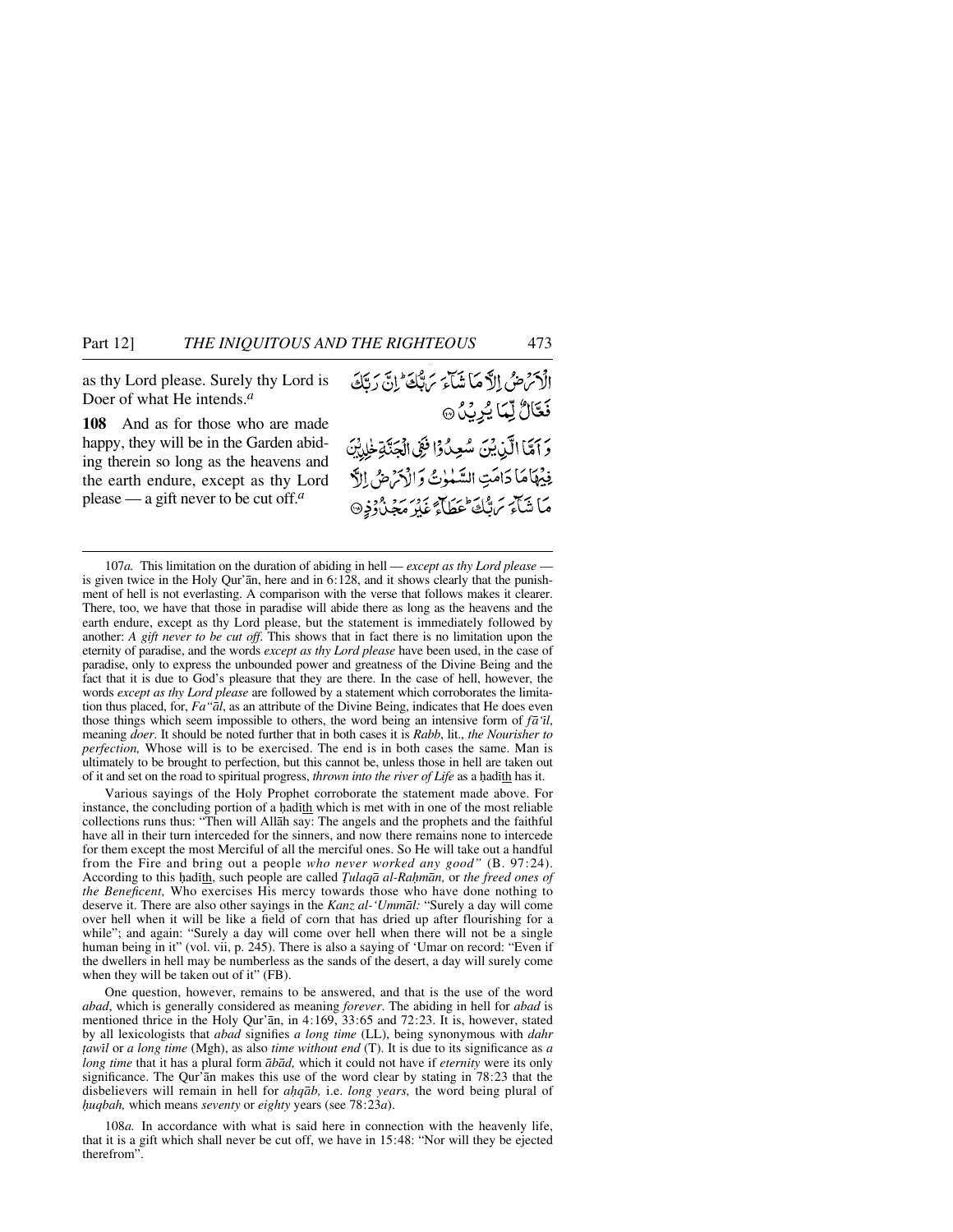as thy Lord please. Surely thy Lord is Doer of what He intends.[a]

الْأَرْضُ إِلَّا مَا شَاءَ رَبُّكَ ۚ إِنَّ رَبَّكَ فَعَّالٌ لِّمَا يُرِيدُ ﴿١٠٧﴾

**108** And as for those who are made happy, they will be in the Garden abiding therein so long as the heavens and the earth endure, except as thy Lord please — a gift never to be cut off.[a]

وَأَمَّا الَّذِينَ سُعِدُوا فَفِي الْجَنَّةِ خَالِدِينَ فِيهَا مَا دَامَتِ السَّمَاوَاتُ وَالْأَرْضُ إِلَّا مَا شَاءَ رَبُّكَ ۖ عَطَاءً غَيْرَ مَجْذُوذٍ ﴿١٠٨﴾

---

107*a.* This limitation on the duration of abiding in hell — *except as thy Lord please* — is given twice in the Holy Qur'ān, here and in 6:128, and it shows clearly that the punishment of hell is not everlasting. A comparison with the verse that follows makes it clearer. There, too, we have that those in paradise will abide there as long as the heavens and the earth endure, except as thy Lord please, but the statement is immediately followed by another: *A gift never to be cut off*. This shows that in fact there is no limitation upon the eternity of paradise, and the words *except as thy Lord please* have been used, in the case of paradise, only to express the unbounded power and greatness of the Divine Being and the fact that it is due to God's pleasure that they are there. In the case of hell, however, the words *except as thy Lord please* are followed by a statement which corroborates the limitation thus placed, for, *Fa''āl*, as an attribute of the Divine Being, indicates that He does even those things which seem impossible to others, the word being an intensive form of *fā'il*, meaning *doer*. It should be noted further that in both cases it is *Rabb*, lit., *the Nourisher to perfection,* Whose will is to be exercised. The end is in both cases the same. Man is ultimately to be brought to perfection, but this cannot be, unless those in hell are taken out of it and set on the road to spiritual progress, *thrown into the river of Life* as a ḥadīth has it.

Various sayings of the Holy Prophet corroborate the statement made above. For instance, the concluding portion of a ḥadīth which is met with in one of the most reliable collections runs thus: "Then will Allāh say: The angels and the prophets and the faithful have all in their turn interceded for the sinners, and now there remains none to intercede for them except the most Merciful of all the merciful ones. So He will take out a handful from the Fire and bring out a people *who never worked any good*" (B. 97:24). According to this ḥadīth, such people are called *Ṭulaqā al-Raḥmān,* or *the freed ones of the Beneficent,* Who exercises His mercy towards those who have done nothing to deserve it. There are also other sayings in the *Kanz al-'Ummāl:* "Surely a day will come over hell when it will be like a field of corn that has dried up after flourishing for a while"; and again: "Surely a day will come over hell when there will not be a single human being in it" (vol. vii, p. 245). There is also a saying of 'Umar on record: "Even if the dwellers in hell may be numberless as the sands of the desert, a day will surely come when they will be taken out of it" (FB).

One question, however, remains to be answered, and that is the use of the word *abad*, which is generally considered as meaning *forever*. The abiding in hell for *abad* is mentioned thrice in the Holy Qur'ān, in 4:169, 33:65 and 72:23. It is, however, stated by all lexicologists that *abad* signifies *a long time* (LL), being synonymous with *dahr ṭawīl* or *a long time* (Mgh), as also *time without end* (T). It is due to its significance as *a long time* that it has a plural form *ābād,* which it could not have if *eternity* were its only significance. The Qur'ān makes this use of the word clear by stating in 78:23 that the disbelievers will remain in hell for *aḥqāb,* i.e. *long years,* the word being plural of *ḥuqbah,* which means *seventy* or *eighty* years (see 78:23*a*).

108*a.* In accordance with what is said here in connection with the heavenly life, that it is a gift which shall never be cut off, we have in 15:48: "Nor will they be ejected therefrom".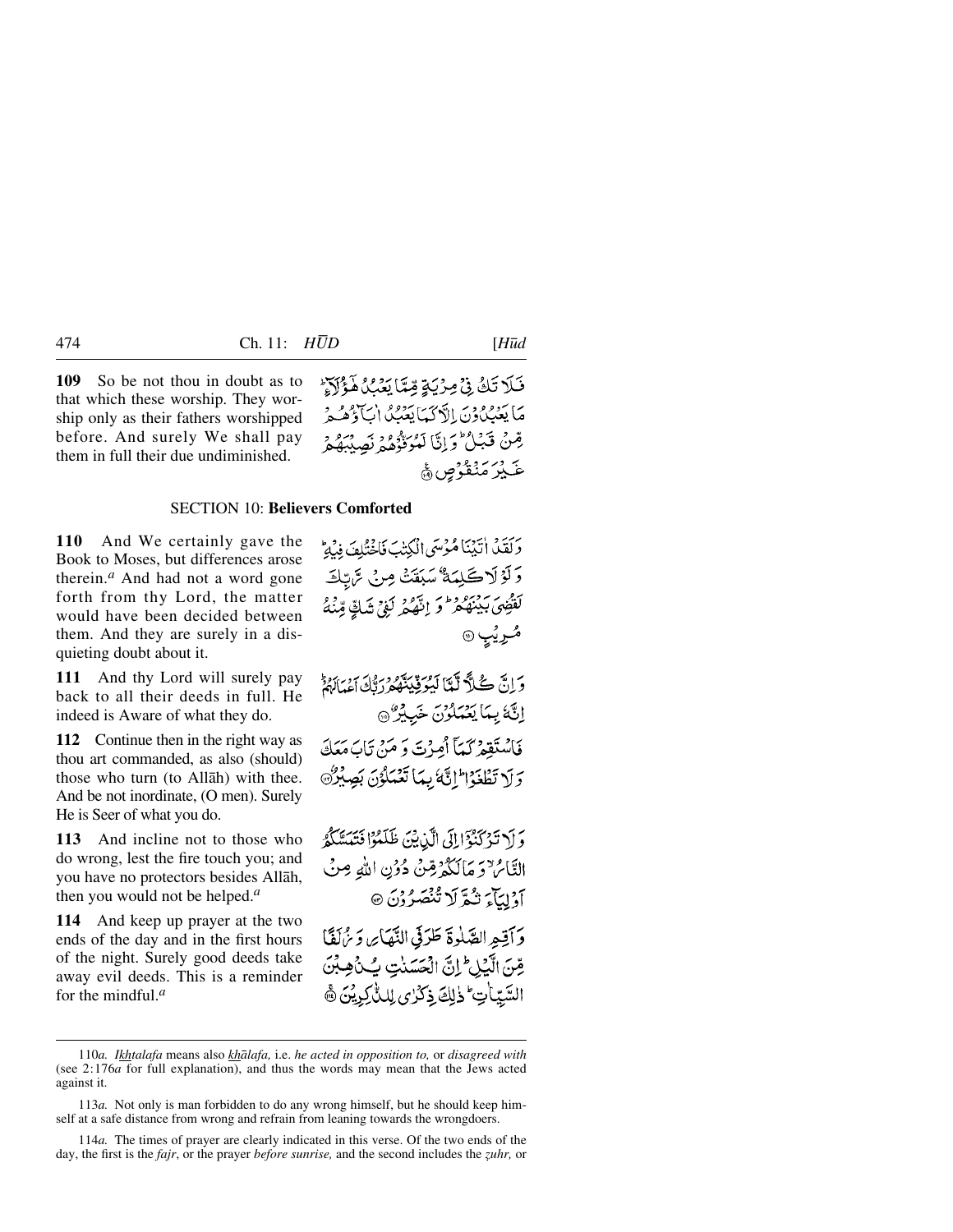**109** So be not thou in doubt as to that which these worship. They worship only as their fathers worshipped before. And surely We shall pay them in full their due undiminished.

فَلَا تَكُ فِيْ مِرْيَةٍ مِّمَّا يَعْبُدُ هٰٓؤُلَآءِ ؕ مَا يَعْبُدُوْنَ اِلَّا كَمَا يَعْبُدُ اٰبَآؤُهُمْ مِّنْ قَبْلُ ؕ وَ اِنَّا لَمُوَفُّوْهُمْ نَصِيْبَهُمْ غَيْرَ مَنْقُوْصٍ ﴿۱۰۹﴾

## SECTION 10: **Believers Comforted**

**110** And We certainly gave the Book to Moses, but differences arose therein.[a] And had not a word gone forth from thy Lord, the matter would have been decided between them. And they are surely in a disquieting doubt about it.

وَ لَقَدْ اٰتَيْنَا مُوْسَى الْكِتٰبَ فَاخْتُلِفَ فِيْهِ ؕ وَ لَوْ لَا كَلِمَةٌ سَبَقَتْ مِنْ رَّبِّكَ لَقُضِيَ بَيْنَهُمْ ؕ وَ اِنَّهُمْ لَفِيْ شَكٍّ مِّنْهُ مُرِيْبٍ ﴿۱۱۰﴾

**111** And thy Lord will surely pay back to all their deeds in full. He indeed is Aware of what they do.

وَ اِنَّ كُلًّا لَّمَّا لَيُوَفِّيَنَّهُمْ رَبُّكَ اَعْمَالَهُمْ ؕ اِنَّهٗ بِمَا يَعْمَلُوْنَ خَبِيْرٌ ﴿۱۱۱﴾

**112** Continue then in the right way as thou art commanded, as also (should) those who turn (to Allāh) with thee. And be not inordinate, (O men). Surely He is Seer of what you do.

فَاسْتَقِمْ كَمَاۤ اُمِرْتَ وَ مَنْ تَابَ مَعَكَ وَ لَا تَطْغَوْا ؕ اِنَّهٗ بِمَا تَعْمَلُوْنَ بَصِيْرٌ ﴿۱۱۲﴾

**113** And incline not to those who do wrong, lest the fire touch you; and you have no protectors besides Allāh, then you would not be helped.[a]

وَ لَا تَرْكَنُوْۤا اِلَى الَّذِيْنَ ظَلَمُوْا فَتَمَسَّكُمُ النَّارُ ۙ وَ مَا لَكُمْ مِّنْ دُوْنِ اللّٰهِ مِنْ اَوْلِيَآءَ ثُمَّ لَا تُنْصَرُوْنَ ﴿۱۱۳﴾

**114** And keep up prayer at the two ends of the day and in the first hours of the night. Surely good deeds take away evil deeds. This is a reminder for the mindful.[a]

وَ اَقِمِ الصَّلٰوةَ طَرَفَيِ النَّهَارِ وَ زُلَفًا مِّنَ الَّيْلِ ؕ اِنَّ الْحَسَنٰتِ يُذْهِبْنَ السَّيِّاٰتِ ؕ ذٰلِكَ ذِكْرٰى لِلذّٰكِرِيْنَ ﴿۱۱۴﴾

---

110*a.* *Ikhtalafa* means also *khālafa,* i.e. *he acted in opposition to,* or *disagreed with* (see 2:176*a* for full explanation), and thus the words may mean that the Jews acted against it.

113*a.* Not only is man forbidden to do any wrong himself, but he should keep himself at a safe distance from wrong and refrain from leaning towards the wrongdoers.

114*a.* The times of prayer are clearly indicated in this verse. Of the two ends of the day, the first is the *fajr*, or the prayer *before sunrise,* and the second includes the *ẓuhr,* or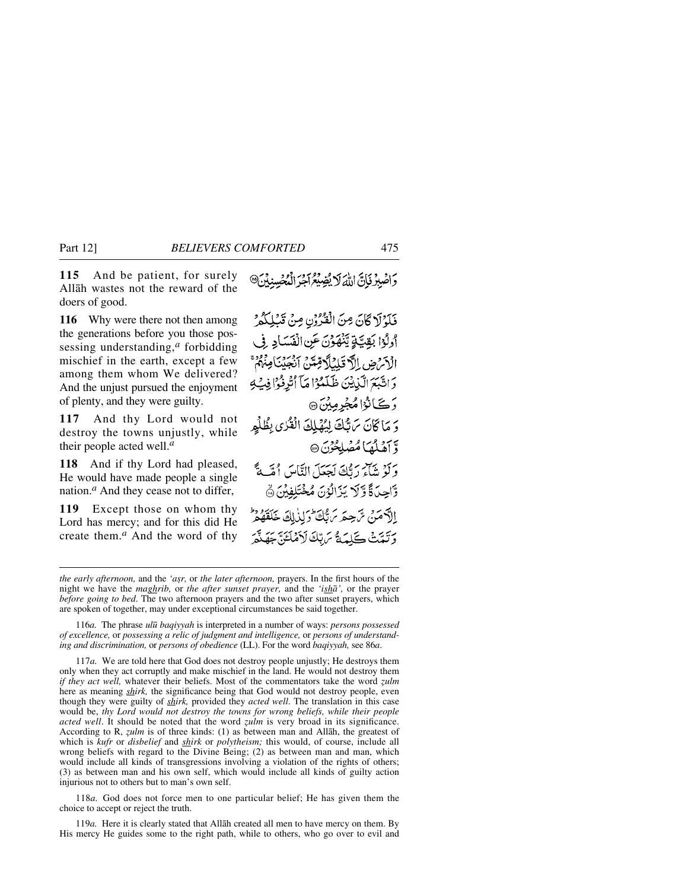**115** And be patient, for surely Allāh wastes not the reward of the doers of good.

وَاصْبِرْ فَاِنَّ اللّٰهَ لَا يُضِيْعُ اَجْرَ الْمُحْسِنِيْنَ ﴿۱۱۵﴾

**116** Why were there not then among the generations before you those possessing understanding,*a* forbidding mischief in the earth, except a few among them whom We delivered? And the unjust pursued the enjoyment of plenty, and they were guilty.

فَلَوْلَا كَانَ مِنَ الْقُرُوْنِ مِنْ قَبْلِكُمْ اُولُوْا بَقِيَّةٍ يَّنْهَوْنَ عَنِ الْفَسَادِ فِي الْاَرْضِ اِلَّا قَلِيْلًا مِّمَّنْ اَنْجَيْنَا مِنْهُمْ ۚ وَاتَّبَعَ الَّذِيْنَ ظَلَمُوْا مَاۤ اُتْرِفُوْا فِيْهِ وَكَانُوْا مُجْرِمِيْنَ ﴿۱۱۶﴾

**117** And thy Lord would not destroy the towns unjustly, while their people acted well.*a*

وَمَا كَانَ رَبُّكَ لِيُهْلِكَ الْقُرٰى بِظُلْمٍ وَّاَهْلُهَا مُصْلِحُوْنَ ﴿۱۱۷﴾

**118** And if thy Lord had pleased, He would have made people a single nation.*a* And they cease not to differ,

وَلَوْ شَآءَ رَبُّكَ لَجَعَلَ النَّاسَ اُمَّةً وَّاحِدَةً وَّلَا يَزَالُوْنَ مُخْتَلِفِيْنَ ﴿۱۱۸﴾

**119** Except those on whom thy Lord has mercy; and for this did He create them.*a* And the word of thy

اِلَّا مَنْ رَّحِمَ رَبُّكَ ۚ وَلِذٰلِكَ خَلَقَهُمْ ۚ وَتَمَّتْ كَلِمَةُ رَبِّكَ لَاَمْلَئَنَّ جَهَنَّمَ

---

*the early afternoon,* and the *'aṣr,* or *the later afternoon,* prayers. In the first hours of the night we have the *maghrib,* or *the after sunset prayer,* and the *'ishā',* or the prayer *before going to bed*. The two afternoon prayers and the two after sunset prayers, which are spoken of together, may under exceptional circumstances be said together.

116*a.* The phrase *ulū baqiyyah* is interpreted in a number of ways: *persons possessed of excellence,* or *possessing a relic of judgment and intelligence,* or *persons of understanding and discrimination,* or *persons of obedience* (LL). For the word *baqiyyah,* see 86*a*.

117*a.* We are told here that God does not destroy people unjustly; He destroys them only when they act corruptly and make mischief in the land. He would not destroy them *if they act well,* whatever their beliefs. Most of the commentators take the word *ẓulm* here as meaning *shirk,* the significance being that God would not destroy people, even though they were guilty of *shirk,* provided they *acted well*. The translation in this case would be, *thy Lord would not destroy the towns for wrong beliefs, while their people acted well*. It should be noted that the word *ẓulm* is very broad in its significance. According to R, *ẓulm* is of three kinds: (1) as between man and Allāh, the greatest of which is *kufr* or *disbelief* and *shirk* or *polytheism;* this would, of course, include all wrong beliefs with regard to the Divine Being; (2) as between man and man, which would include all kinds of transgressions involving a violation of the rights of others; (3) as between man and his own self, which would include all kinds of guilty action injurious not to others but to man's own self.

118*a.* God does not force men to one particular belief; He has given them the choice to accept or reject the truth.

119*a.* Here it is clearly stated that Allāh created all men to have mercy on them. By His mercy He guides some to the right path, while to others, who go over to evil and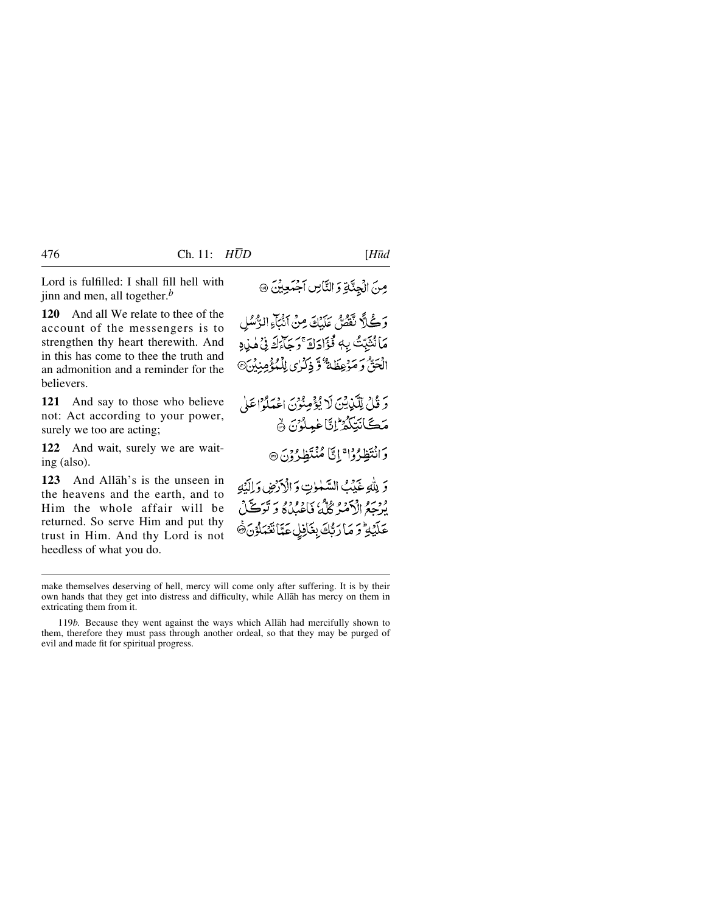Lord is fulfilled: I shall fill hell with jinn and men, all together.[b]

مِنَ الْجِنَّةِ وَ النَّاسِ اَجْمَعِيْنَ ﴿۱۱۹﴾

**120** And all We relate to thee of the account of the messengers is to strengthen thy heart therewith. And in this has come to thee the truth and an admonition and a reminder for the believers.

وَ كُلًّا نَّقُصُّ عَلَيْكَ مِنْ اَنْۢبَآءِ الرُّسُلِ مَا نُثَبِّتُ بِهٖ فُؤَادَكَ ۚ وَ جَآءَكَ فِيْ هٰذِهِ الْحَقُّ وَ مَوْعِظَةٌ وَّ ذِكْرٰى لِلْمُؤْمِنِيْنَ ﴿۱۲۰﴾

**121** And say to those who believe not: Act according to your power, surely we too are acting;

وَ قُلْ لِّلَّذِيْنَ لَا يُؤْمِنُوْنَ اعْمَلُوْا عَلٰى مَكَانَتِكُمْ ؕ اِنَّا عٰمِلُوْنَ ﴿۱۲۱﴾

**122** And wait, surely we are waiting (also).

وَ انْتَظِرُوْا ۚ اِنَّا مُنْتَظِرُوْنَ ﴿۱۲۲﴾

**123** And Allāh's is the unseen in the heavens and the earth, and to Him the whole affair will be returned. So serve Him and put thy trust in Him. And thy Lord is not heedless of what you do.

وَ لِلّٰهِ غَيْبُ السَّمٰوٰتِ وَ الْاَرْضِ وَ اِلَيْهِ يُرْجَعُ الْاَمْرُ كُلُّهٗ فَاعْبُدْهُ وَ تَوَكَّلْ عَلَيْهِ ؕ وَ مَا رَبُّكَ بِغَافِلٍ عَمَّا تَعْمَلُوْنَ ﴿۱۲۳﴾

---

make themselves deserving of hell, mercy will come only after suffering. It is by their own hands that they get into distress and difficulty, while Allāh has mercy on them in extricating them from it.

119*b*. Because they went against the ways which Allāh had mercifully shown to them, therefore they must pass through another ordeal, so that they may be purged of evil and made fit for spiritual progress.